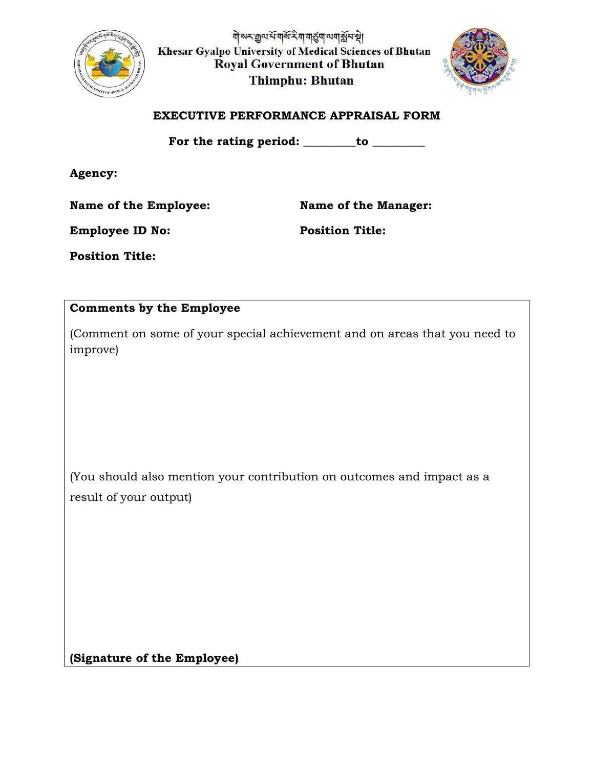ཀེ་སར་རྒྱལ་པོ་གསོ་རིག་གཙུག་ལག་སློབ་སྡེ།

Khesar Gyalpo University of Medical Sciences of Bhutan

Royal Government of Bhutan

Thimphu: Bhutan

## EXECUTIVE PERFORMANCE APPRAISAL FORM

**For the rating period: _________to _________**

**Agency:**

**Name of the Employee:**

**Employee ID No:**

**Position Title:**

**Name of the Manager:**

**Position Title:**

| **Comments by the Employee** |
|---|
| (Comment on some of your special achievement and on areas that you need to improve) |
| (You should also mention your contribution on outcomes and impact as a result of your output) |
| **(Signature of the Employee)** |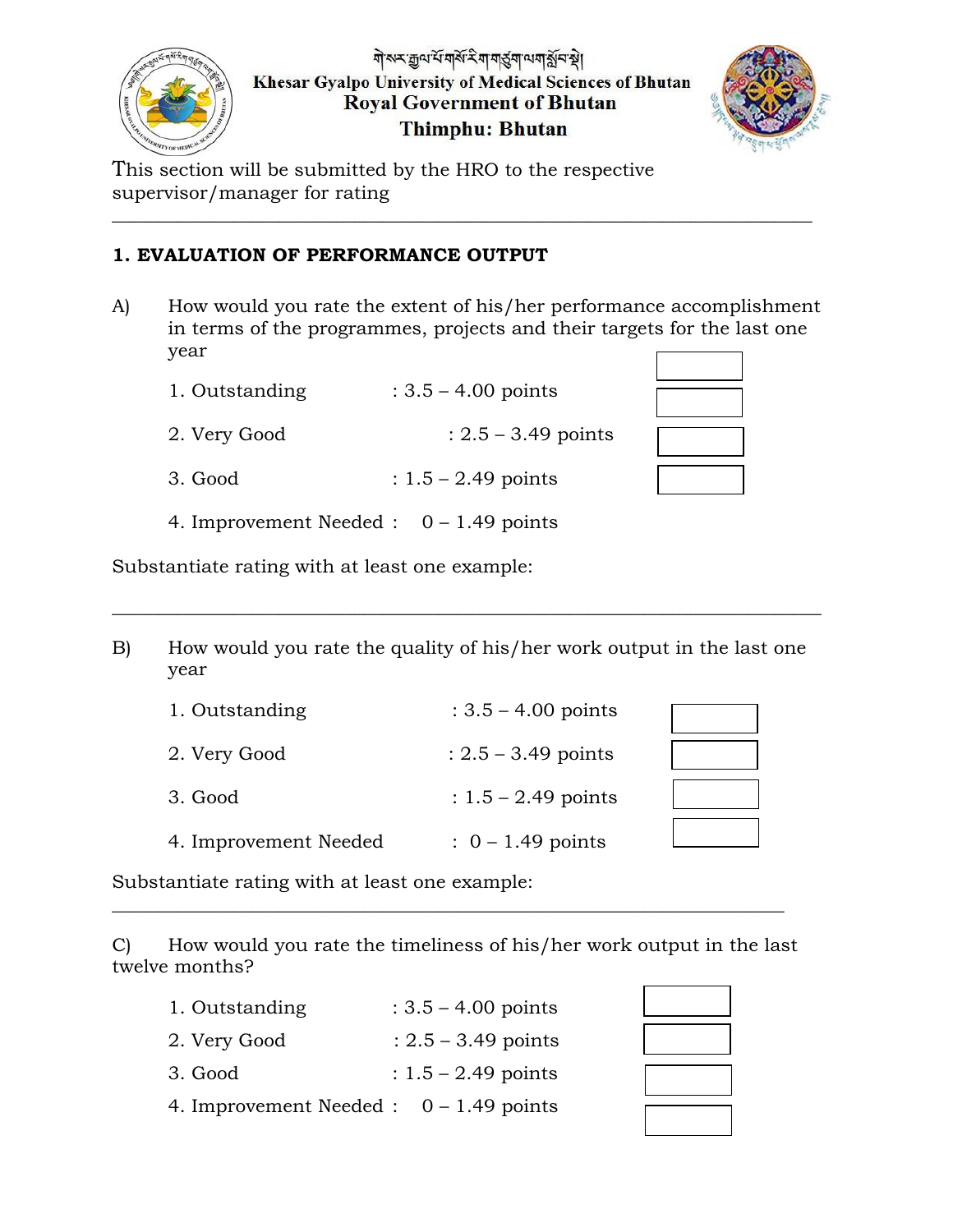ཀེ་སར་རྒྱལ་པོ་གསོ་རིག་གཙུག་ལག་སློབ་སྡེ།

**Khesar Gyalpo University of Medical Sciences of Bhutan**

**Royal Government of Bhutan**

**Thimphu: Bhutan**

This section will be submitted by the HRO to the respective supervisor/manager for rating

---

**1. EVALUATION OF PERFORMANCE OUTPUT**

A) How would you rate the extent of his/her performance accomplishment in terms of the programmes, projects and their targets for the last one year

1. Outstanding : 3.5 – 4.00 points ☐
2. Very Good : 2.5 – 3.49 points ☐
3. Good : 1.5 – 2.49 points ☐
4. Improvement Needed : 0 – 1.49 points ☐

Substantiate rating with at least one example:

---

B) How would you rate the quality of his/her work output in the last one year

1. Outstanding : 3.5 – 4.00 points ☐
2. Very Good : 2.5 – 3.49 points ☐
3. Good : 1.5 – 2.49 points ☐
4. Improvement Needed : 0 – 1.49 points ☐

Substantiate rating with at least one example:

---

C) How would you rate the timeliness of his/her work output in the last twelve months?

1. Outstanding : 3.5 – 4.00 points ☐
2. Very Good : 2.5 – 3.49 points ☐
3. Good : 1.5 – 2.49 points ☐
4. Improvement Needed : 0 – 1.49 points ☐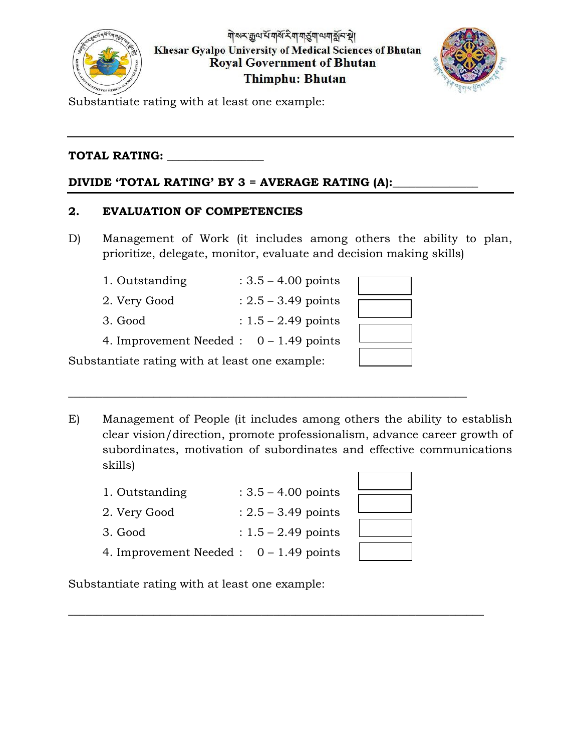Substantiate rating with at least one example:

---

**TOTAL RATING:** ________________

**DIVIDE 'TOTAL RATING' BY 3 = AVERAGE RATING (A):**______________

---

**2. EVALUATION OF COMPETENCIES**

D) Management of Work (it includes among others the ability to plan, prioritize, delegate, monitor, evaluate and decision making skills)

1. Outstanding : 3.5 – 4.00 points ☐
2. Very Good : 2.5 – 3.49 points ☐
3. Good : 1.5 – 2.49 points ☐
4. Improvement Needed : 0 – 1.49 points ☐

Substantiate rating with at least one example: ☐

_______________________________________________________________

E) Management of People (it includes among others the ability to establish clear vision/direction, promote professionalism, advance career growth of subordinates, motivation of subordinates and effective communications skills)

1. Outstanding : 3.5 – 4.00 points ☐
2. Very Good : 2.5 – 3.49 points ☐
3. Good : 1.5 – 2.49 points ☐
4. Improvement Needed : 0 – 1.49 points ☐

Substantiate rating with at least one example:

_______________________________________________________________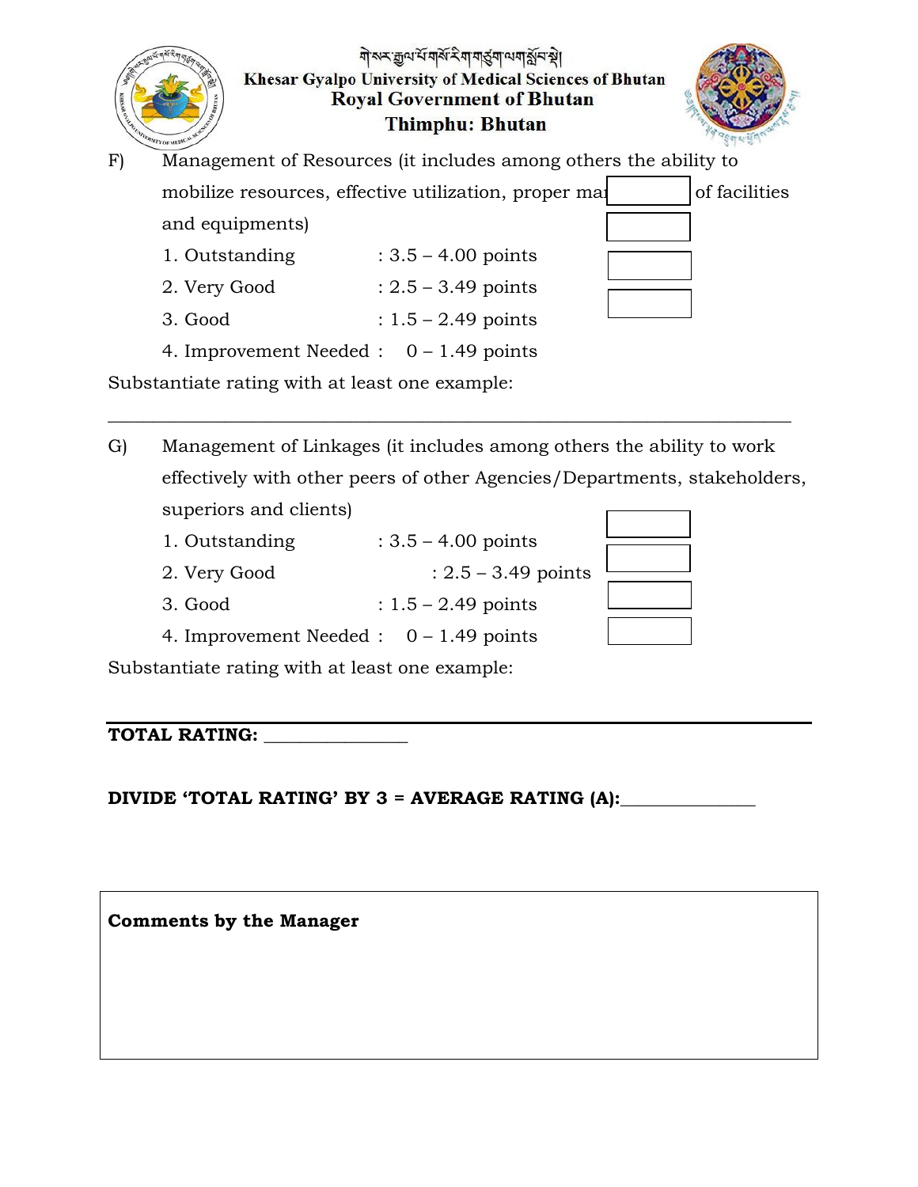F) Management of Resources (it includes among others the ability to mobilize resources, effective utilization, proper ma[ ] of facilities and equipments)

1. Outstanding : 3.5 – 4.00 points
2. Very Good : 2.5 – 3.49 points
3. Good : 1.5 – 2.49 points
4. Improvement Needed : 0 – 1.49 points

Substantiate rating with at least one example:

______________________________________________________________________

G) Management of Linkages (it includes among others the ability to work effectively with other peers of other Agencies/Departments, stakeholders, superiors and clients)

1. Outstanding : 3.5 – 4.00 points
2. Very Good : 2.5 – 3.49 points
3. Good : 1.5 – 2.49 points
4. Improvement Needed : 0 – 1.49 points

Substantiate rating with at least one example:

**TOTAL RATING:** _______________

**DIVIDE 'TOTAL RATING' BY 3 = AVERAGE RATING (A):**_______________

| **Comments by the Manager** |
|---|
| |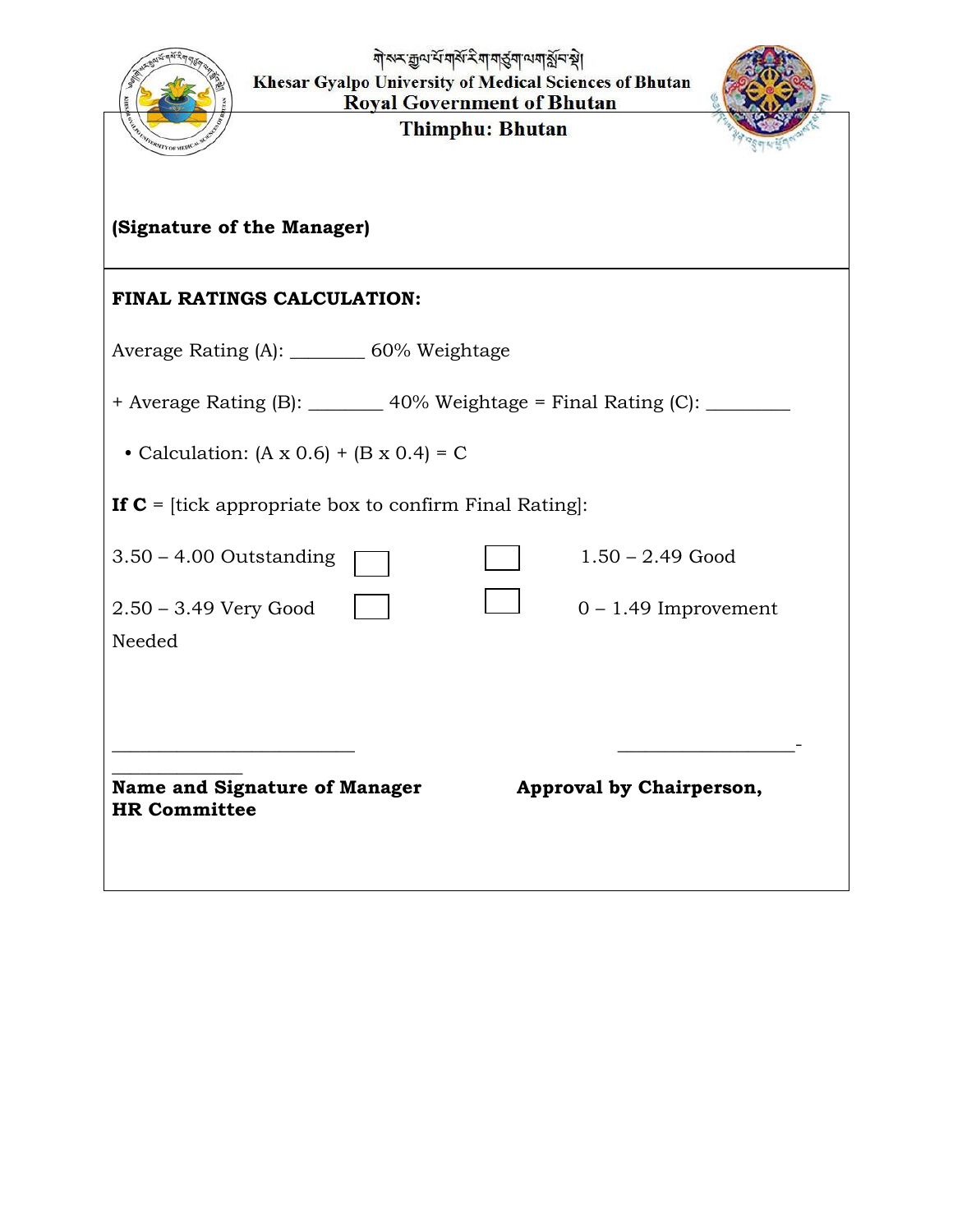Khesar Gyalpo University of Medical Sciences of Bhutan

Royal Government of Bhutan

Thimphu: Bhutan

**(Signature of the Manager)**

**FINAL RATINGS CALCULATION:**

Average Rating (A): ________ 60% Weightage

+ Average Rating (B): ________ 40% Weightage = Final Rating (C): _________

- Calculation: (A x 0.6) + (B x 0.4) = C

**If C** = [tick appropriate box to confirm Final Rating]:

| | | | |
|---|---|---|---|
| 3.50 – 4.00 Outstanding | ☐ | ☐ | 1.50 – 2.49 Good |
| 2.50 – 3.49 Very Good | ☐ | ☐ | 0 – 1.49 Improvement Needed |

__________________________ ___________________-

______________

**Name and Signature of Manager** **Approval by Chairperson, HR Committee**